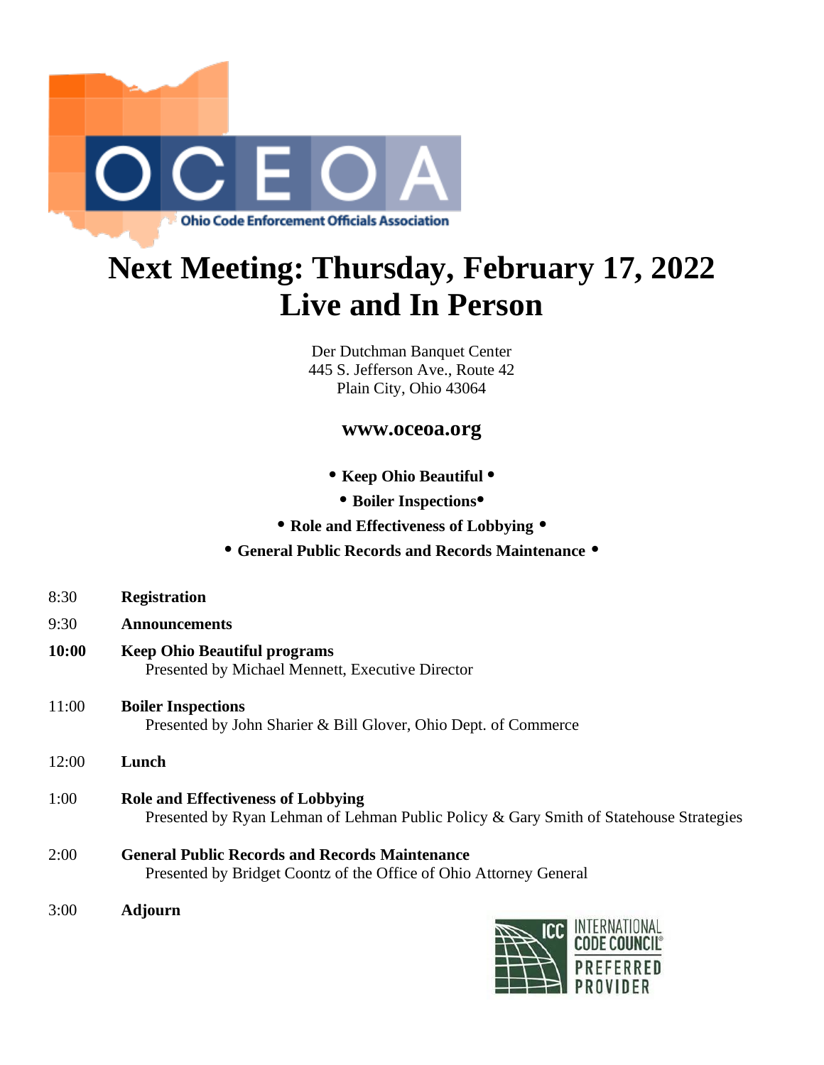OCEOA

Ohio Code Enforcement Officials Association

# Next Meeting: Thursday, February 17, 2022
# Live and In Person

Der Dutchman Banquet Center
445 S. Jefferson Ave., Route 42
Plain City, Ohio 43064

**www.oceoa.org**

• **Keep Ohio Beautiful** •

• **Boiler Inspections**•

• **Role and Effectiveness of Lobbying** •

• **General Public Records and Records Maintenance** •

8:30 **Registration**

9:30 **Announcements**

**10:00** **Keep Ohio Beautiful programs**
Presented by Michael Mennett, Executive Director

11:00 **Boiler Inspections**
Presented by John Sharier & Bill Glover, Ohio Dept. of Commerce

12:00 **Lunch**

1:00 **Role and Effectiveness of Lobbying**
Presented by Ryan Lehman of Lehman Public Policy & Gary Smith of Statehouse Strategies

2:00 **General Public Records and Records Maintenance**
Presented by Bridget Coontz of the Office of Ohio Attorney General

3:00 **Adjourn**

ICC INTERNATIONAL CODE COUNCIL® PREFERRED PROVIDER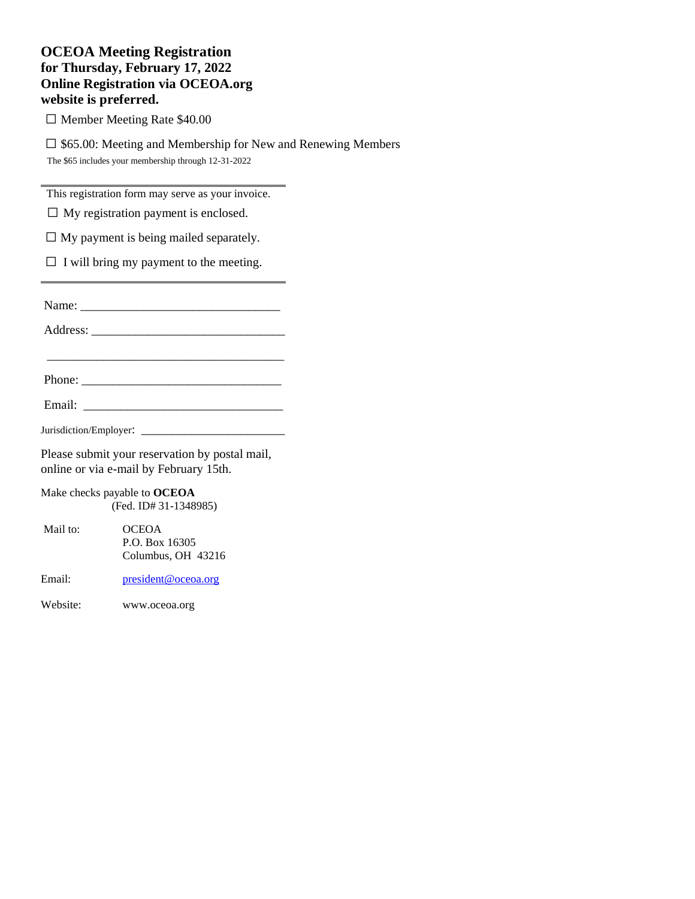# OCEOA Meeting Registration
## for Thursday, February 17, 2022
## Online Registration via OCEOA.org website is preferred.

☐ Member Meeting Rate $40.00

☐ $65.00: Meeting and Membership for New and Renewing Members

The $65 includes your membership through 12-31-2022

---

This registration form may serve as your invoice.

☐ My registration payment is enclosed.

☐ My payment is being mailed separately.

☐ I will bring my payment to the meeting.

---

Name: ________________________________

Address: ________________________________

________________________________________

Phone: ________________________________

Email: ________________________________

Jurisdiction/Employer: _________________________

Please submit your reservation by postal mail, online or via e-mail by February 15th.

Make checks payable to **OCEOA**
(Fed. ID# 31-1348985)

Mail to: OCEOA
P.O. Box 16305
Columbus, OH 43216

Email: president@oceoa.org

Website: www.oceoa.org